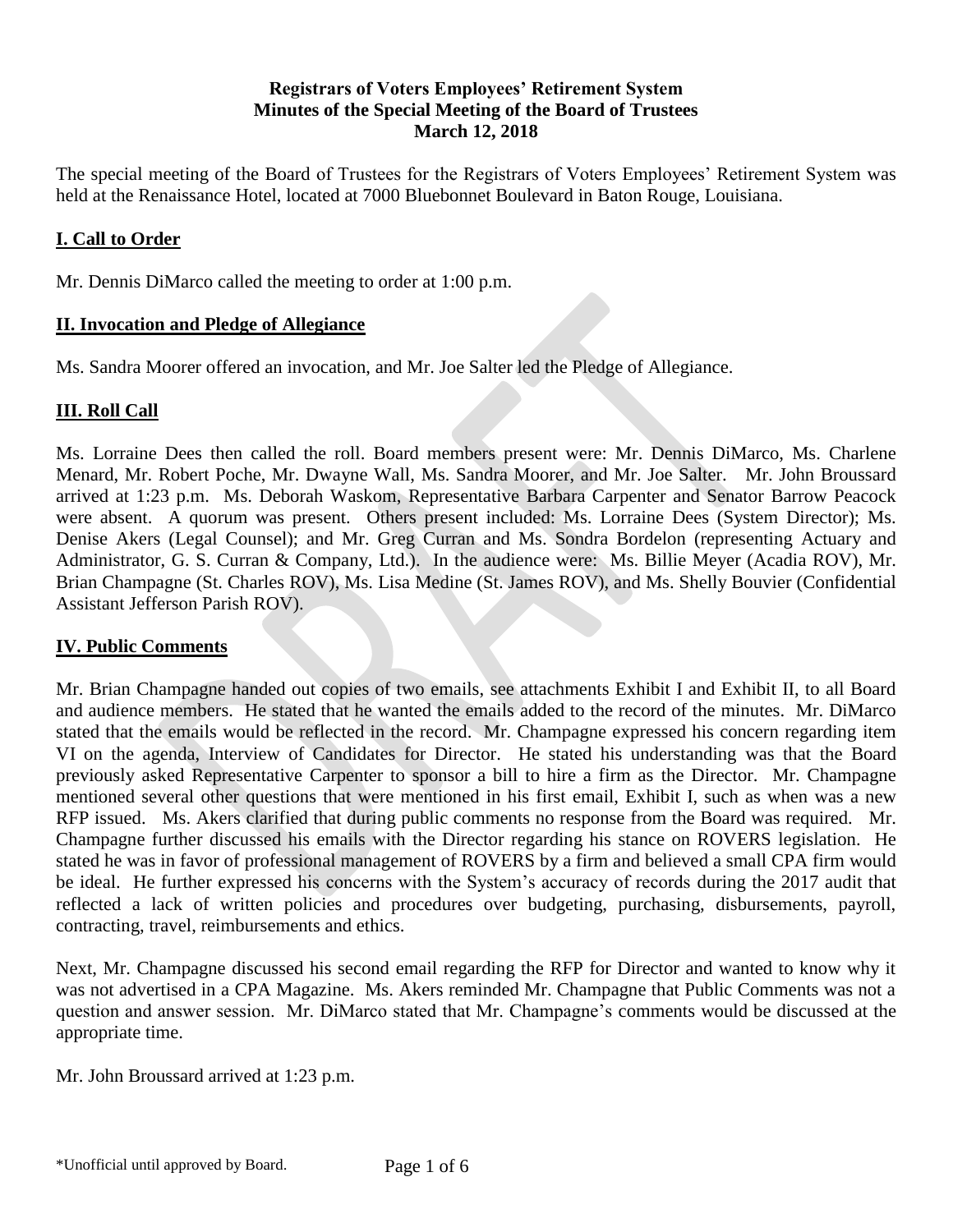**Registrars of Voters Employees' Retirement System**
**Minutes of the Special Meeting of the Board of Trustees**
**March 12, 2018**

The special meeting of the Board of Trustees for the Registrars of Voters Employees' Retirement System was held at the Renaissance Hotel, located at 7000 Bluebonnet Boulevard in Baton Rouge, Louisiana.

## I. Call to Order

Mr. Dennis DiMarco called the meeting to order at 1:00 p.m.

## II. Invocation and Pledge of Allegiance

Ms. Sandra Moorer offered an invocation, and Mr. Joe Salter led the Pledge of Allegiance.

## III. Roll Call

Ms. Lorraine Dees then called the roll. Board members present were: Mr. Dennis DiMarco, Ms. Charlene Menard, Mr. Robert Poche, Mr. Dwayne Wall, Ms. Sandra Moorer, and Mr. Joe Salter. Mr. John Broussard arrived at 1:23 p.m. Ms. Deborah Waskom, Representative Barbara Carpenter and Senator Barrow Peacock were absent. A quorum was present. Others present included: Ms. Lorraine Dees (System Director); Ms. Denise Akers (Legal Counsel); and Mr. Greg Curran and Ms. Sondra Bordelon (representing Actuary and Administrator, G. S. Curran & Company, Ltd.). In the audience were: Ms. Billie Meyer (Acadia ROV), Mr. Brian Champagne (St. Charles ROV), Ms. Lisa Medine (St. James ROV), and Ms. Shelly Bouvier (Confidential Assistant Jefferson Parish ROV).

## IV. Public Comments

Mr. Brian Champagne handed out copies of two emails, see attachments Exhibit I and Exhibit II, to all Board and audience members. He stated that he wanted the emails added to the record of the minutes. Mr. DiMarco stated that the emails would be reflected in the record. Mr. Champagne expressed his concern regarding item VI on the agenda, Interview of Candidates for Director. He stated his understanding was that the Board previously asked Representative Carpenter to sponsor a bill to hire a firm as the Director. Mr. Champagne mentioned several other questions that were mentioned in his first email, Exhibit I, such as when was a new RFP issued. Ms. Akers clarified that during public comments no response from the Board was required. Mr. Champagne further discussed his emails with the Director regarding his stance on ROVERS legislation. He stated he was in favor of professional management of ROVERS by a firm and believed a small CPA firm would be ideal. He further expressed his concerns with the System's accuracy of records during the 2017 audit that reflected a lack of written policies and procedures over budgeting, purchasing, disbursements, payroll, contracting, travel, reimbursements and ethics.

Next, Mr. Champagne discussed his second email regarding the RFP for Director and wanted to know why it was not advertised in a CPA Magazine. Ms. Akers reminded Mr. Champagne that Public Comments was not a question and answer session. Mr. DiMarco stated that Mr. Champagne's comments would be discussed at the appropriate time.

Mr. John Broussard arrived at 1:23 p.m.

\*Unofficial until approved by Board.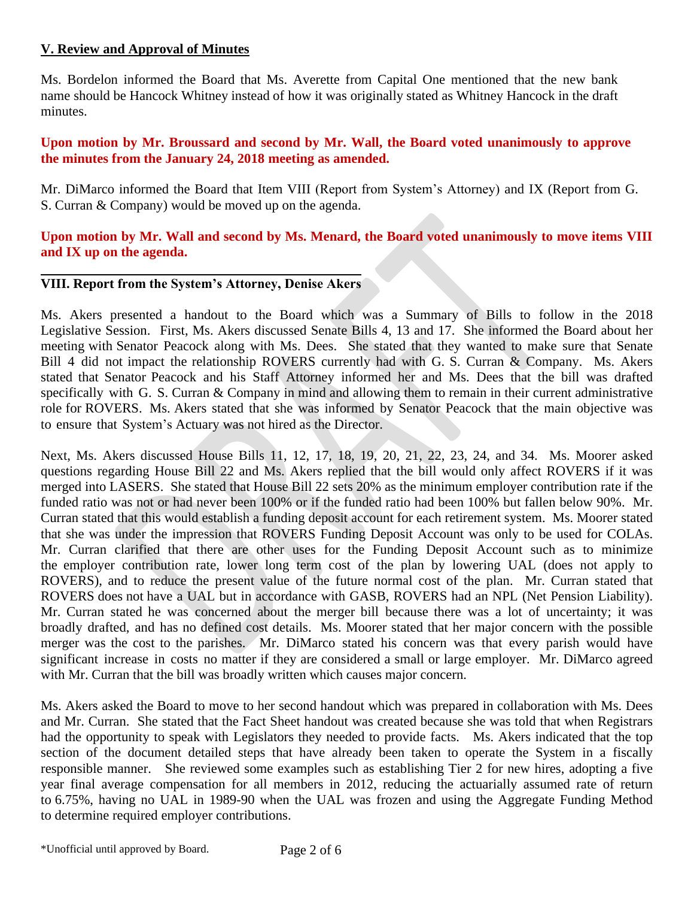## V. Review and Approval of Minutes

Ms. Bordelon informed the Board that Ms. Averette from Capital One mentioned that the new bank name should be Hancock Whitney instead of how it was originally stated as Whitney Hancock in the draft minutes.

**Upon motion by Mr. Broussard and second by Mr. Wall, the Board voted unanimously to approve the minutes from the January 24, 2018 meeting as amended.**

Mr. DiMarco informed the Board that Item VIII (Report from System's Attorney) and IX (Report from G. S. Curran & Company) would be moved up on the agenda.

**Upon motion by Mr. Wall and second by Ms. Menard, the Board voted unanimously to move items VIII and IX up on the agenda.**

## VIII. Report from the System's Attorney, Denise Akers

Ms. Akers presented a handout to the Board which was a Summary of Bills to follow in the 2018 Legislative Session. First, Ms. Akers discussed Senate Bills 4, 13 and 17. She informed the Board about her meeting with Senator Peacock along with Ms. Dees. She stated that they wanted to make sure that Senate Bill 4 did not impact the relationship ROVERS currently had with G. S. Curran & Company. Ms. Akers stated that Senator Peacock and his Staff Attorney informed her and Ms. Dees that the bill was drafted specifically with G. S. Curran & Company in mind and allowing them to remain in their current administrative role for ROVERS. Ms. Akers stated that she was informed by Senator Peacock that the main objective was to ensure that System's Actuary was not hired as the Director.

Next, Ms. Akers discussed House Bills 11, 12, 17, 18, 19, 20, 21, 22, 23, 24, and 34. Ms. Moorer asked questions regarding House Bill 22 and Ms. Akers replied that the bill would only affect ROVERS if it was merged into LASERS. She stated that House Bill 22 sets 20% as the minimum employer contribution rate if the funded ratio was not or had never been 100% or if the funded ratio had been 100% but fallen below 90%. Mr. Curran stated that this would establish a funding deposit account for each retirement system. Ms. Moorer stated that she was under the impression that ROVERS Funding Deposit Account was only to be used for COLAs. Mr. Curran clarified that there are other uses for the Funding Deposit Account such as to minimize the employer contribution rate, lower long term cost of the plan by lowering UAL (does not apply to ROVERS), and to reduce the present value of the future normal cost of the plan. Mr. Curran stated that ROVERS does not have a UAL but in accordance with GASB, ROVERS had an NPL (Net Pension Liability). Mr. Curran stated he was concerned about the merger bill because there was a lot of uncertainty; it was broadly drafted, and has no defined cost details. Ms. Moorer stated that her major concern with the possible merger was the cost to the parishes. Mr. DiMarco stated his concern was that every parish would have significant increase in costs no matter if they are considered a small or large employer. Mr. DiMarco agreed with Mr. Curran that the bill was broadly written which causes major concern.

Ms. Akers asked the Board to move to her second handout which was prepared in collaboration with Ms. Dees and Mr. Curran. She stated that the Fact Sheet handout was created because she was told that when Registrars had the opportunity to speak with Legislators they needed to provide facts. Ms. Akers indicated that the top section of the document detailed steps that have already been taken to operate the System in a fiscally responsible manner. She reviewed some examples such as establishing Tier 2 for new hires, adopting a five year final average compensation for all members in 2012, reducing the actuarially assumed rate of return to 6.75%, having no UAL in 1989-90 when the UAL was frozen and using the Aggregate Funding Method to determine required employer contributions.

*Unofficial until approved by Board.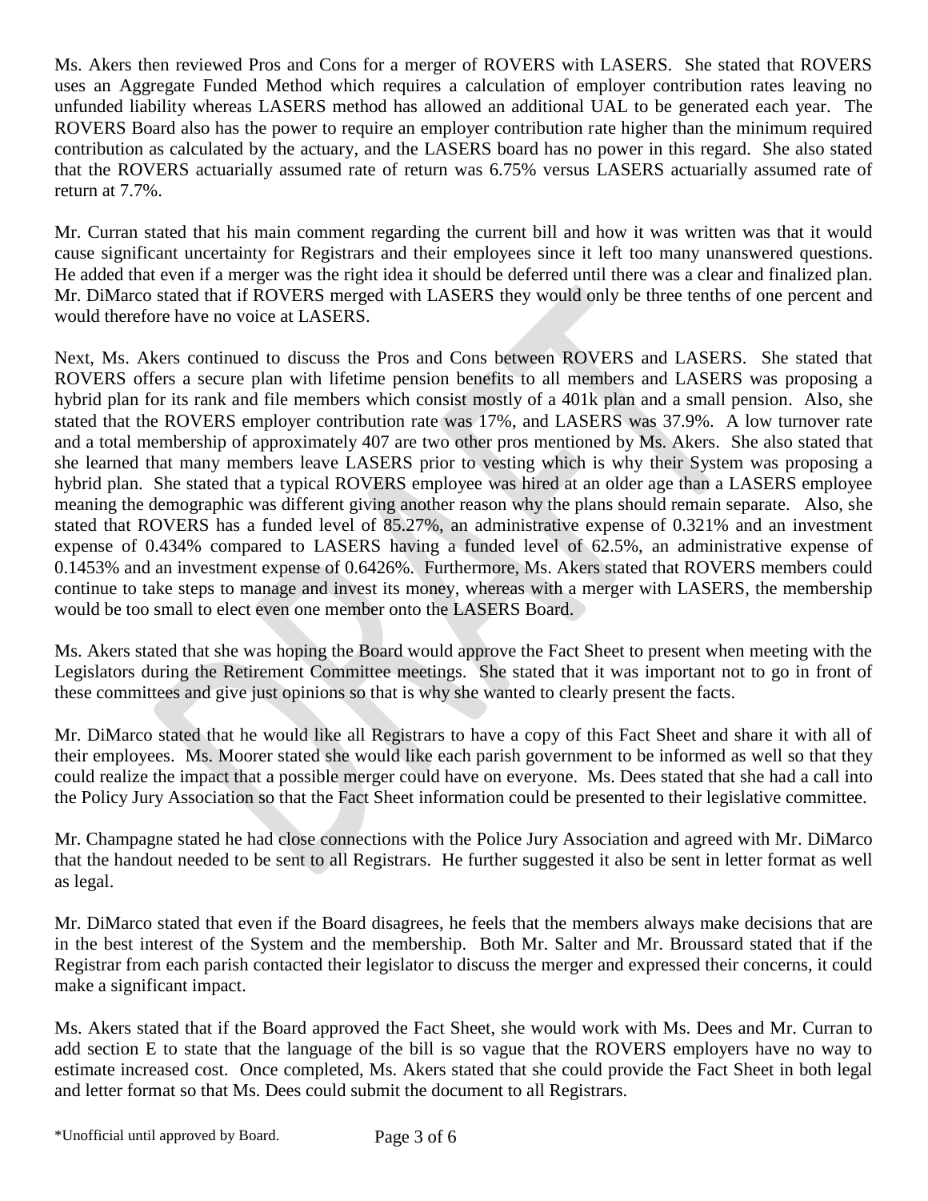Ms. Akers then reviewed Pros and Cons for a merger of ROVERS with LASERS. She stated that ROVERS uses an Aggregate Funded Method which requires a calculation of employer contribution rates leaving no unfunded liability whereas LASERS method has allowed an additional UAL to be generated each year. The ROVERS Board also has the power to require an employer contribution rate higher than the minimum required contribution as calculated by the actuary, and the LASERS board has no power in this regard. She also stated that the ROVERS actuarially assumed rate of return was 6.75% versus LASERS actuarially assumed rate of return at 7.7%.

Mr. Curran stated that his main comment regarding the current bill and how it was written was that it would cause significant uncertainty for Registrars and their employees since it left too many unanswered questions. He added that even if a merger was the right idea it should be deferred until there was a clear and finalized plan. Mr. DiMarco stated that if ROVERS merged with LASERS they would only be three tenths of one percent and would therefore have no voice at LASERS.

Next, Ms. Akers continued to discuss the Pros and Cons between ROVERS and LASERS. She stated that ROVERS offers a secure plan with lifetime pension benefits to all members and LASERS was proposing a hybrid plan for its rank and file members which consist mostly of a 401k plan and a small pension. Also, she stated that the ROVERS employer contribution rate was 17%, and LASERS was 37.9%. A low turnover rate and a total membership of approximately 407 are two other pros mentioned by Ms. Akers. She also stated that she learned that many members leave LASERS prior to vesting which is why their System was proposing a hybrid plan. She stated that a typical ROVERS employee was hired at an older age than a LASERS employee meaning the demographic was different giving another reason why the plans should remain separate. Also, she stated that ROVERS has a funded level of 85.27%, an administrative expense of 0.321% and an investment expense of 0.434% compared to LASERS having a funded level of 62.5%, an administrative expense of 0.1453% and an investment expense of 0.6426%. Furthermore, Ms. Akers stated that ROVERS members could continue to take steps to manage and invest its money, whereas with a merger with LASERS, the membership would be too small to elect even one member onto the LASERS Board.

Ms. Akers stated that she was hoping the Board would approve the Fact Sheet to present when meeting with the Legislators during the Retirement Committee meetings. She stated that it was important not to go in front of these committees and give just opinions so that is why she wanted to clearly present the facts.

Mr. DiMarco stated that he would like all Registrars to have a copy of this Fact Sheet and share it with all of their employees. Ms. Moorer stated she would like each parish government to be informed as well so that they could realize the impact that a possible merger could have on everyone. Ms. Dees stated that she had a call into the Policy Jury Association so that the Fact Sheet information could be presented to their legislative committee.

Mr. Champagne stated he had close connections with the Police Jury Association and agreed with Mr. DiMarco that the handout needed to be sent to all Registrars. He further suggested it also be sent in letter format as well as legal.

Mr. DiMarco stated that even if the Board disagrees, he feels that the members always make decisions that are in the best interest of the System and the membership. Both Mr. Salter and Mr. Broussard stated that if the Registrar from each parish contacted their legislator to discuss the merger and expressed their concerns, it could make a significant impact.

Ms. Akers stated that if the Board approved the Fact Sheet, she would work with Ms. Dees and Mr. Curran to add section E to state that the language of the bill is so vague that the ROVERS employers have no way to estimate increased cost. Once completed, Ms. Akers stated that she could provide the Fact Sheet in both legal and letter format so that Ms. Dees could submit the document to all Registrars.

*Unofficial until approved by Board.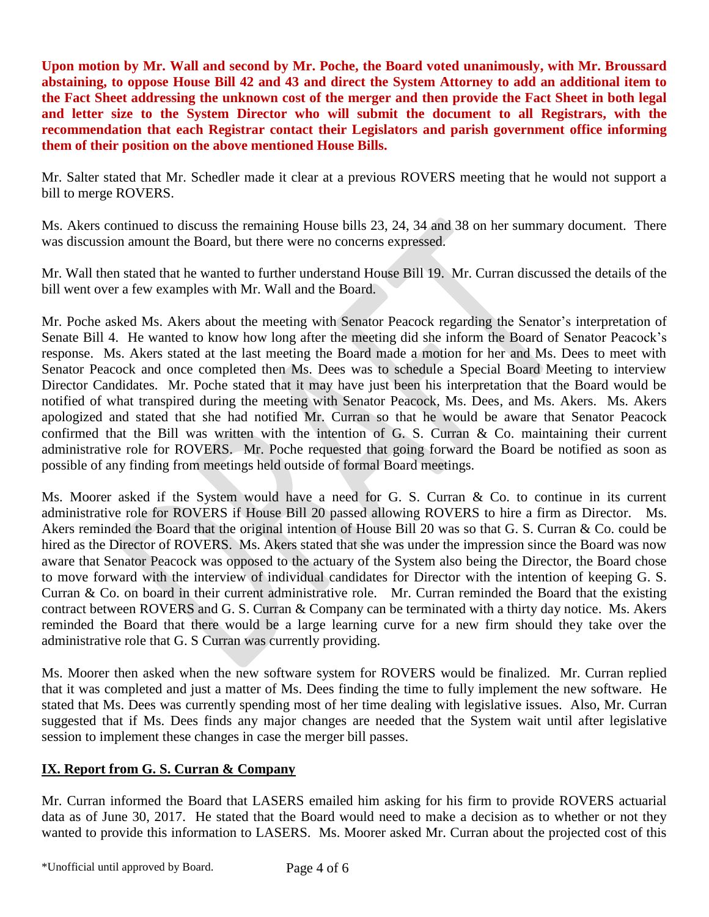**Upon motion by Mr. Wall and second by Mr. Poche, the Board voted unanimously, with Mr. Broussard abstaining, to oppose House Bill 42 and 43 and direct the System Attorney to add an additional item to the Fact Sheet addressing the unknown cost of the merger and then provide the Fact Sheet in both legal and letter size to the System Director who will submit the document to all Registrars, with the recommendation that each Registrar contact their Legislators and parish government office informing them of their position on the above mentioned House Bills.**

Mr. Salter stated that Mr. Schedler made it clear at a previous ROVERS meeting that he would not support a bill to merge ROVERS.

Ms. Akers continued to discuss the remaining House bills 23, 24, 34 and 38 on her summary document. There was discussion amount the Board, but there were no concerns expressed.

Mr. Wall then stated that he wanted to further understand House Bill 19. Mr. Curran discussed the details of the bill went over a few examples with Mr. Wall and the Board.

Mr. Poche asked Ms. Akers about the meeting with Senator Peacock regarding the Senator's interpretation of Senate Bill 4. He wanted to know how long after the meeting did she inform the Board of Senator Peacock's response. Ms. Akers stated at the last meeting the Board made a motion for her and Ms. Dees to meet with Senator Peacock and once completed then Ms. Dees was to schedule a Special Board Meeting to interview Director Candidates. Mr. Poche stated that it may have just been his interpretation that the Board would be notified of what transpired during the meeting with Senator Peacock, Ms. Dees, and Ms. Akers. Ms. Akers apologized and stated that she had notified Mr. Curran so that he would be aware that Senator Peacock confirmed that the Bill was written with the intention of G. S. Curran & Co. maintaining their current administrative role for ROVERS. Mr. Poche requested that going forward the Board be notified as soon as possible of any finding from meetings held outside of formal Board meetings.

Ms. Moorer asked if the System would have a need for G. S. Curran & Co. to continue in its current administrative role for ROVERS if House Bill 20 passed allowing ROVERS to hire a firm as Director. Ms. Akers reminded the Board that the original intention of House Bill 20 was so that G. S. Curran & Co. could be hired as the Director of ROVERS. Ms. Akers stated that she was under the impression since the Board was now aware that Senator Peacock was opposed to the actuary of the System also being the Director, the Board chose to move forward with the interview of individual candidates for Director with the intention of keeping G. S. Curran & Co. on board in their current administrative role. Mr. Curran reminded the Board that the existing contract between ROVERS and G. S. Curran & Company can be terminated with a thirty day notice. Ms. Akers reminded the Board that there would be a large learning curve for a new firm should they take over the administrative role that G. S Curran was currently providing.

Ms. Moorer then asked when the new software system for ROVERS would be finalized. Mr. Curran replied that it was completed and just a matter of Ms. Dees finding the time to fully implement the new software. He stated that Ms. Dees was currently spending most of her time dealing with legislative issues. Also, Mr. Curran suggested that if Ms. Dees finds any major changes are needed that the System wait until after legislative session to implement these changes in case the merger bill passes.

**IX. Report from G. S. Curran & Company**

Mr. Curran informed the Board that LASERS emailed him asking for his firm to provide ROVERS actuarial data as of June 30, 2017. He stated that the Board would need to make a decision as to whether or not they wanted to provide this information to LASERS. Ms. Moorer asked Mr. Curran about the projected cost of this

\*Unofficial until approved by Board.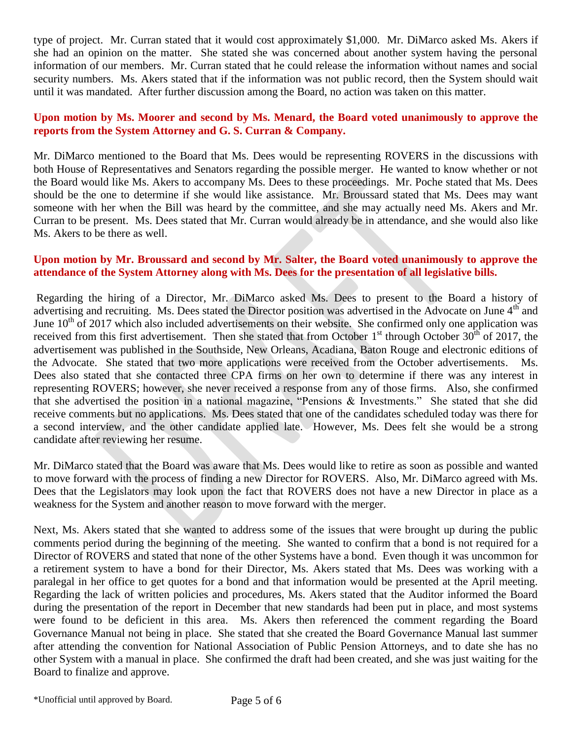type of project. Mr. Curran stated that it would cost approximately $1,000. Mr. DiMarco asked Ms. Akers if she had an opinion on the matter. She stated she was concerned about another system having the personal information of our members. Mr. Curran stated that he could release the information without names and social security numbers. Ms. Akers stated that if the information was not public record, then the System should wait until it was mandated. After further discussion among the Board, no action was taken on this matter.

**Upon motion by Ms. Moorer and second by Ms. Menard, the Board voted unanimously to approve the reports from the System Attorney and G. S. Curran & Company.**

Mr. DiMarco mentioned to the Board that Ms. Dees would be representing ROVERS in the discussions with both House of Representatives and Senators regarding the possible merger. He wanted to know whether or not the Board would like Ms. Akers to accompany Ms. Dees to these proceedings. Mr. Poche stated that Ms. Dees should be the one to determine if she would like assistance. Mr. Broussard stated that Ms. Dees may want someone with her when the Bill was heard by the committee, and she may actually need Ms. Akers and Mr. Curran to be present. Ms. Dees stated that Mr. Curran would already be in attendance, and she would also like Ms. Akers to be there as well.

**Upon motion by Mr. Broussard and second by Mr. Salter, the Board voted unanimously to approve the attendance of the System Attorney along with Ms. Dees for the presentation of all legislative bills.**

Regarding the hiring of a Director, Mr. DiMarco asked Ms. Dees to present to the Board a history of advertising and recruiting. Ms. Dees stated the Director position was advertised in the Advocate on June 4th and June 10th of 2017 which also included advertisements on their website. She confirmed only one application was received from this first advertisement. Then she stated that from October 1st through October 30th of 2017, the advertisement was published in the Southside, New Orleans, Acadiana, Baton Rouge and electronic editions of the Advocate. She stated that two more applications were received from the October advertisements. Ms. Dees also stated that she contacted three CPA firms on her own to determine if there was any interest in representing ROVERS; however, she never received a response from any of those firms. Also, she confirmed that she advertised the position in a national magazine, "Pensions & Investments." She stated that she did receive comments but no applications. Ms. Dees stated that one of the candidates scheduled today was there for a second interview, and the other candidate applied late. However, Ms. Dees felt she would be a strong candidate after reviewing her resume.

Mr. DiMarco stated that the Board was aware that Ms. Dees would like to retire as soon as possible and wanted to move forward with the process of finding a new Director for ROVERS. Also, Mr. DiMarco agreed with Ms. Dees that the Legislators may look upon the fact that ROVERS does not have a new Director in place as a weakness for the System and another reason to move forward with the merger.

Next, Ms. Akers stated that she wanted to address some of the issues that were brought up during the public comments period during the beginning of the meeting. She wanted to confirm that a bond is not required for a Director of ROVERS and stated that none of the other Systems have a bond. Even though it was uncommon for a retirement system to have a bond for their Director, Ms. Akers stated that Ms. Dees was working with a paralegal in her office to get quotes for a bond and that information would be presented at the April meeting. Regarding the lack of written policies and procedures, Ms. Akers stated that the Auditor informed the Board during the presentation of the report in December that new standards had been put in place, and most systems were found to be deficient in this area. Ms. Akers then referenced the comment regarding the Board Governance Manual not being in place. She stated that she created the Board Governance Manual last summer after attending the convention for National Association of Public Pension Attorneys, and to date she has no other System with a manual in place. She confirmed the draft had been created, and she was just waiting for the Board to finalize and approve.

*Unofficial until approved by Board.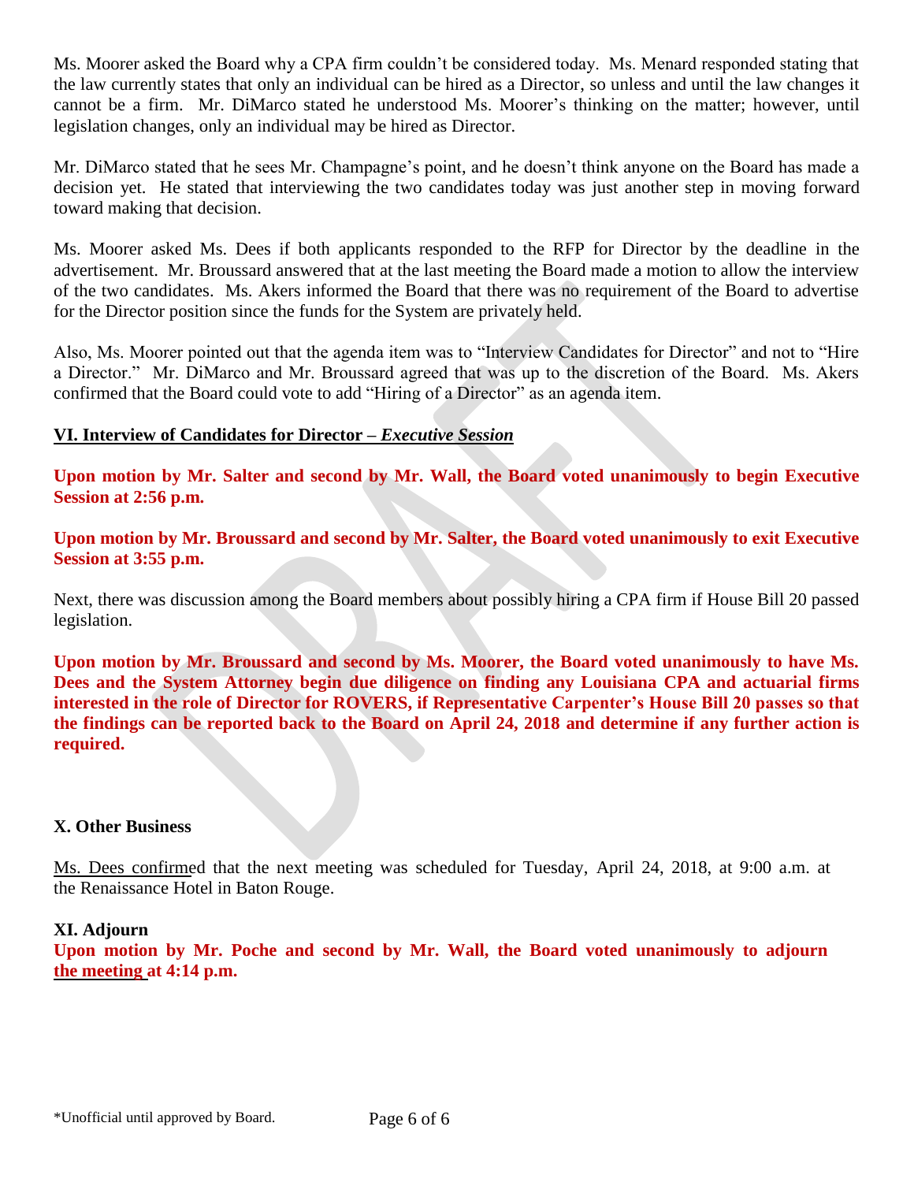Ms. Moorer asked the Board why a CPA firm couldn't be considered today. Ms. Menard responded stating that the law currently states that only an individual can be hired as a Director, so unless and until the law changes it cannot be a firm. Mr. DiMarco stated he understood Ms. Moorer's thinking on the matter; however, until legislation changes, only an individual may be hired as Director.

Mr. DiMarco stated that he sees Mr. Champagne's point, and he doesn't think anyone on the Board has made a decision yet. He stated that interviewing the two candidates today was just another step in moving forward toward making that decision.

Ms. Moorer asked Ms. Dees if both applicants responded to the RFP for Director by the deadline in the advertisement. Mr. Broussard answered that at the last meeting the Board made a motion to allow the interview of the two candidates. Ms. Akers informed the Board that there was no requirement of the Board to advertise for the Director position since the funds for the System are privately held.

Also, Ms. Moorer pointed out that the agenda item was to "Interview Candidates for Director" and not to "Hire a Director." Mr. DiMarco and Mr. Broussard agreed that was up to the discretion of the Board. Ms. Akers confirmed that the Board could vote to add "Hiring of a Director" as an agenda item.

## VI. Interview of Candidates for Director – *Executive Session*

**Upon motion by Mr. Salter and second by Mr. Wall, the Board voted unanimously to begin Executive Session at 2:56 p.m.**

**Upon motion by Mr. Broussard and second by Mr. Salter, the Board voted unanimously to exit Executive Session at 3:55 p.m.**

Next, there was discussion among the Board members about possibly hiring a CPA firm if House Bill 20 passed legislation.

**Upon motion by Mr. Broussard and second by Ms. Moorer, the Board voted unanimously to have Ms. Dees and the System Attorney begin due diligence on finding any Louisiana CPA and actuarial firms interested in the role of Director for ROVERS, if Representative Carpenter's House Bill 20 passes so that the findings can be reported back to the Board on April 24, 2018 and determine if any further action is required.**

## X. Other Business

Ms. Dees confirmed that the next meeting was scheduled for Tuesday, April 24, 2018, at 9:00 a.m. at the Renaissance Hotel in Baton Rouge.

## XI. Adjourn

**Upon motion by Mr. Poche and second by Mr. Wall, the Board voted unanimously to adjourn the meeting at 4:14 p.m.**

\*Unofficial until approved by Board.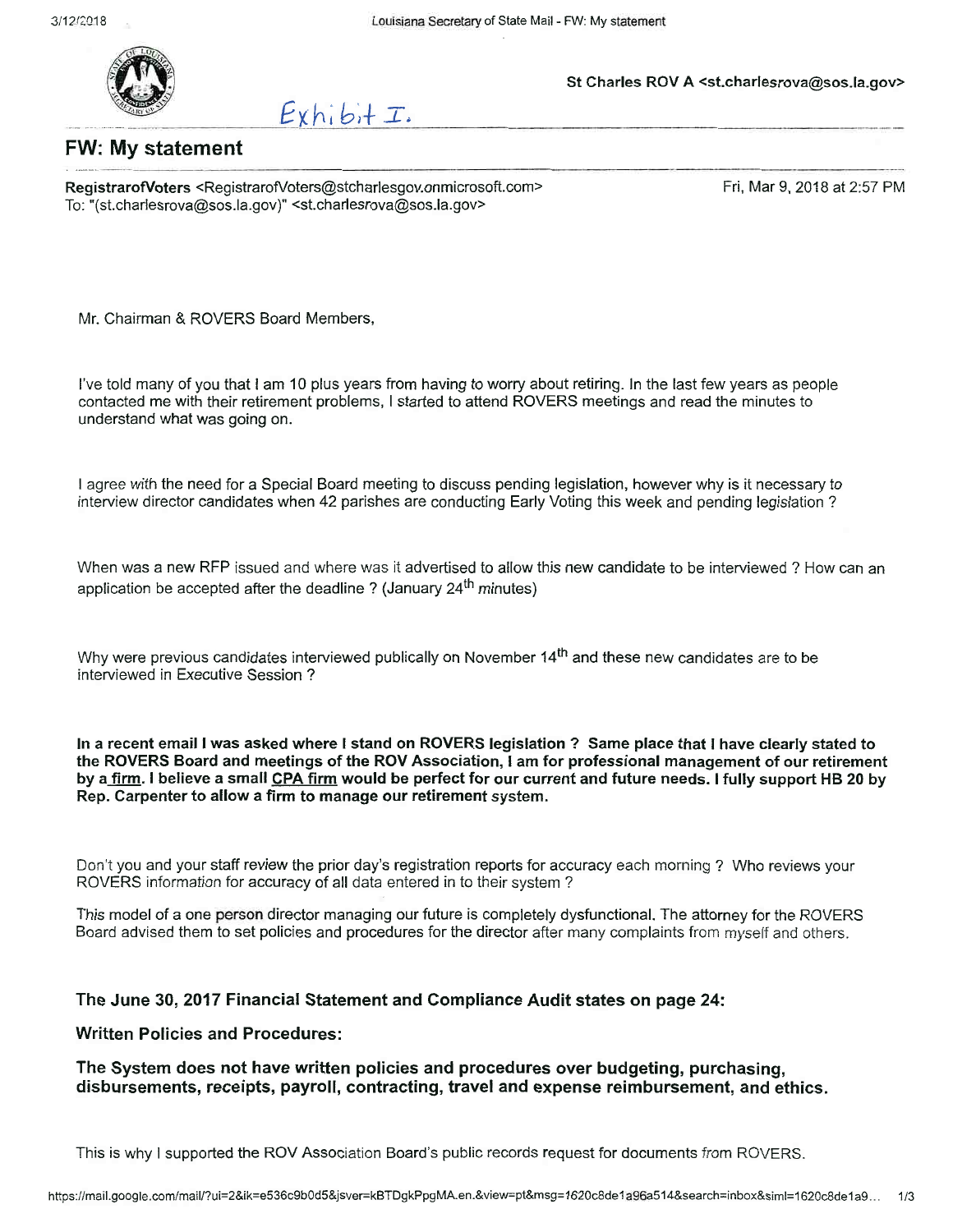St Charles ROV A <st.charlesrova@sos.la.gov>

Exhibit I.

# FW: My statement

RegistrarofVoters <RegistrarofVoters@stcharlesgov.onmicrosoft.com>
To: "(st.charlesrova@sos.la.gov)" <st.charlesrova@sos.la.gov>

Fri, Mar 9, 2018 at 2:57 PM

Mr. Chairman & ROVERS Board Members,

I've told many of you that I am 10 plus years from having to worry about retiring. In the last few years as people contacted me with their retirement problems, I started to attend ROVERS meetings and read the minutes to understand what was going on.

I agree with the need for a Special Board meeting to discuss pending legislation, however why is it necessary to interview director candidates when 42 parishes are conducting Early Voting this week and pending legislation ?

When was a new RFP issued and where was it advertised to allow this new candidate to be interviewed ? How can an application be accepted after the deadline ? (January 24th minutes)

Why were previous candidates interviewed publically on November 14th and these new candidates are to be interviewed in Executive Session ?

**In a recent email I was asked where I stand on ROVERS legislation ? Same place that I have clearly stated to the ROVERS Board and meetings of the ROV Association, I am for professional management of our retirement by a firm. I believe a small CPA firm would be perfect for our current and future needs. I fully support HB 20 by Rep. Carpenter to allow a firm to manage our retirement system.**

Don't you and your staff review the prior day's registration reports for accuracy each morning ? Who reviews your ROVERS information for accuracy of all data entered in to their system ?

This model of a one person director managing our future is completely dysfunctional. The attorney for the ROVERS Board advised them to set policies and procedures for the director after many complaints from myself and others.

**The June 30, 2017 Financial Statement and Compliance Audit states on page 24:**

**Written Policies and Procedures:**

**The System does not have written policies and procedures over budgeting, purchasing, disbursements, receipts, payroll, contracting, travel and expense reimbursement, and ethics.**

This is why I supported the ROV Association Board's public records request for documents from ROVERS.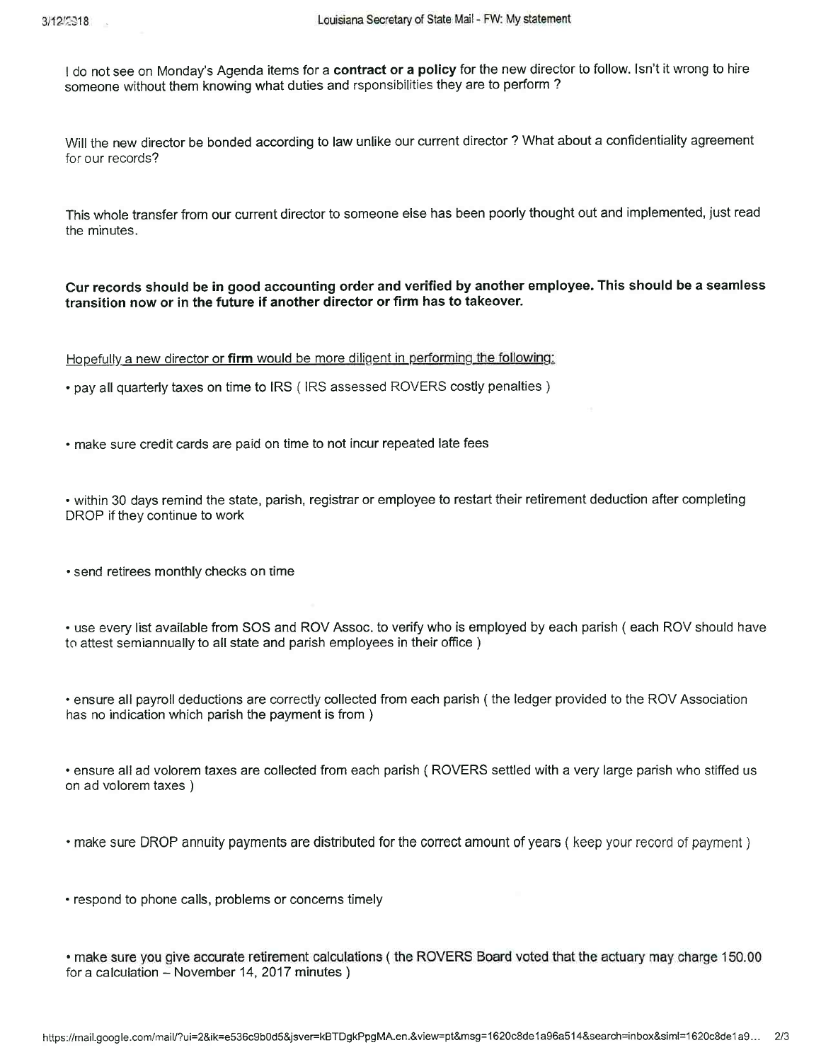I do not see on Monday's Agenda items for a **contract or a policy** for the new director to follow. Isn't it wrong to hire someone without them knowing what duties and rsponsibilities they are to perform ?

Will the new director be bonded according to law unlike our current director ? What about a confidentiality agreement for our records?

This whole transfer from our current director to someone else has been poorly thought out and implemented, just read the minutes.

**Cur records should be in good accounting order and verified by another employee. This should be a seamless transition now or in the future if another director or firm has to takeover.**

<u>Hopefully a new director or **firm** would be more diligent in performing the following:</u>

- pay all quarterly taxes on time to IRS ( IRS assessed ROVERS costly penalties )
- make sure credit cards are paid on time to not incur repeated late fees
- within 30 days remind the state, parish, registrar or employee to restart their retirement deduction after completing DROP if they continue to work
- send retirees monthly checks on time
- use every list available from SOS and ROV Assoc. to verify who is employed by each parish ( each ROV should have to attest semiannually to all state and parish employees in their office )
- ensure all payroll deductions are correctly collected from each parish ( the ledger provided to the ROV Association has no indication which parish the payment is from )
- ensure all ad volorem taxes are collected from each parish ( ROVERS settled with a very large parish who stiffed us on ad volorem taxes )
- make sure DROP annuity payments are distributed for the correct amount of years ( keep your record of payment )
- respond to phone calls, problems or concerns timely
- make sure you give accurate retirement calculations ( the ROVERS Board voted that the actuary may charge 150.00 for a calculation – November 14, 2017 minutes )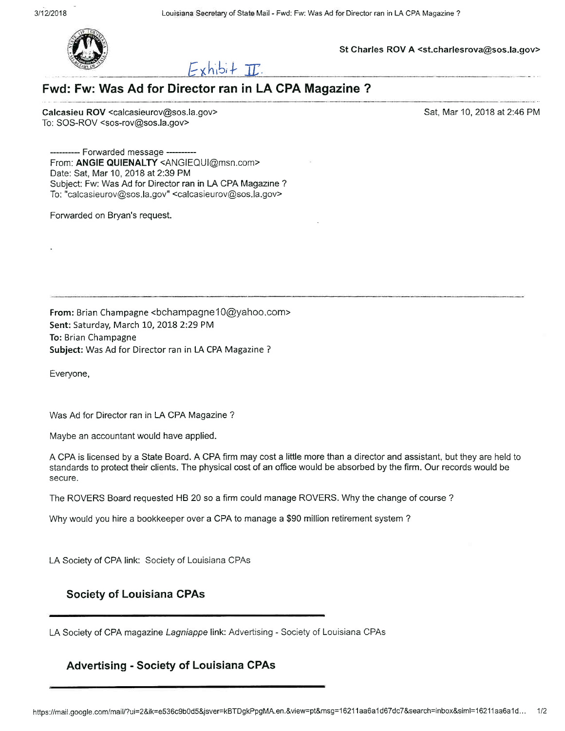St Charles ROV A <st.charlesrova@sos.la.gov>

Exhibit II.

# Fwd: Fw: Was Ad for Director ran in LA CPA Magazine ?

**Calcasieu ROV** <calcasieurov@sos.la.gov>
To: SOS-ROV <sos-rov@sos.la.gov>

Sat, Mar 10, 2018 at 2:46 PM

---------- Forwarded message ----------
From: **ANGIE QUIENALTY** <ANGIEQUI@msn.com>
Date: Sat, Mar 10, 2018 at 2:39 PM
Subject: Fw: Was Ad for Director ran in LA CPA Magazine ?
To: "calcasieurov@sos.la.gov" <calcasieurov@sos.la.gov>

Forwarded on Bryan's request.

---

**From:** Brian Champagne <bchampagne10@yahoo.com>
**Sent:** Saturday, March 10, 2018 2:29 PM
**To:** Brian Champagne
**Subject:** Was Ad for Director ran in LA CPA Magazine ?

Everyone,

Was Ad for Director ran in LA CPA Magazine ?

Maybe an accountant would have applied.

A CPA is licensed by a State Board. A CPA firm may cost a little more than a director and assistant, but they are held to standards to protect their clients. The physical cost of an office would be absorbed by the firm. Our records would be secure.

The ROVERS Board requested HB 20 so a firm could manage ROVERS. Why the change of course ?

Why would you hire a bookkeeper over a CPA to manage a $90 million retirement system ?

LA Society of CPA link: Society of Louisiana CPAs

**Society of Louisiana CPAs**

---

LA Society of CPA magazine *Lagniappe* link: Advertising - Society of Louisiana CPAs

**Advertising - Society of Louisiana CPAs**

---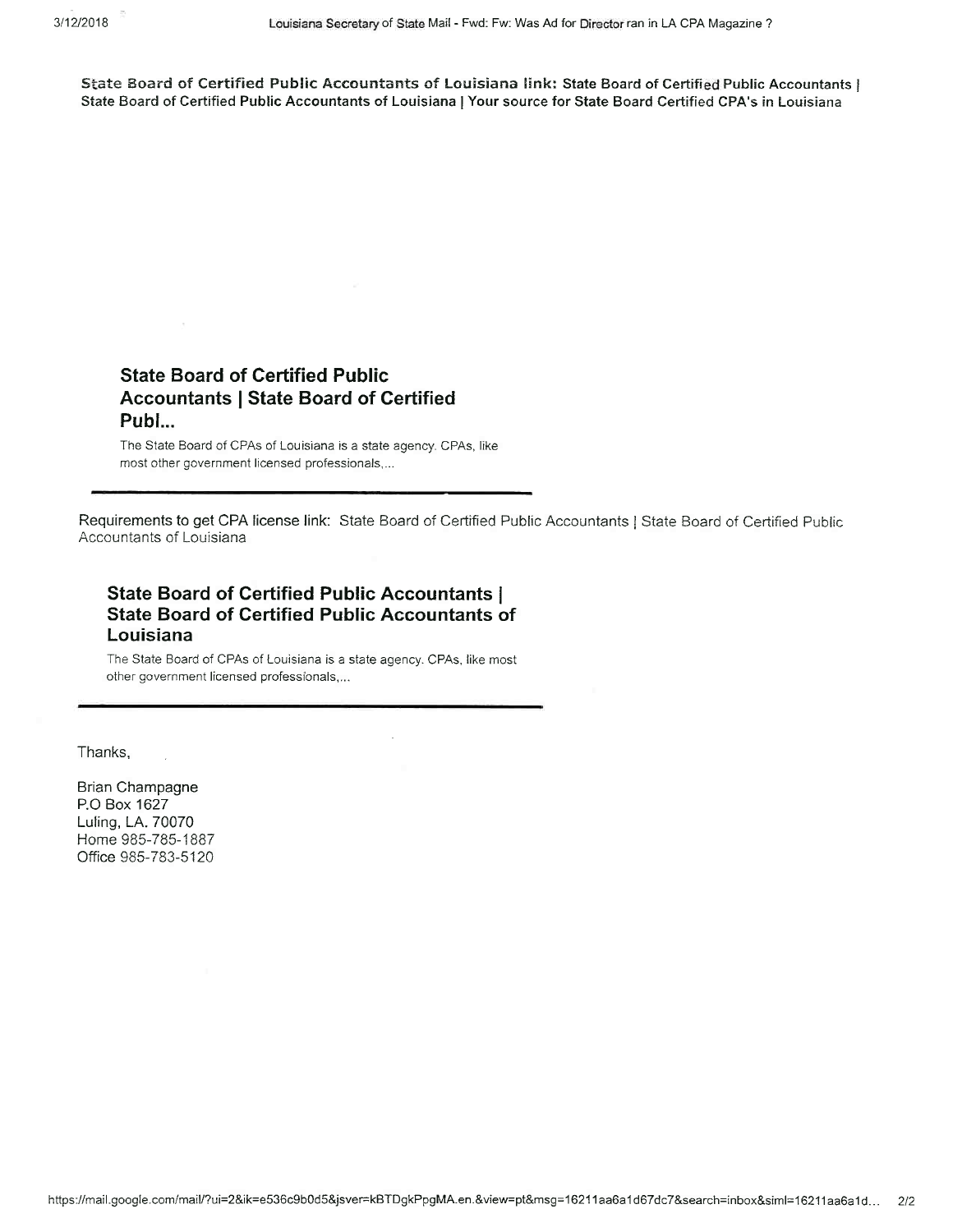**State Board of Certified Public Accountants of Louisiana link: State Board of Certified Public Accountants | State Board of Certified Public Accountants of Louisiana | Your source for State Board Certified CPA's in Louisiana**

**State Board of Certified Public Accountants | State Board of Certified Publ...**

The State Board of CPAs of Louisiana is a state agency. CPAs, like most other government licensed professionals,...

---

Requirements to get CPA license link: State Board of Certified Public Accountants | State Board of Certified Public Accountants of Louisiana

**State Board of Certified Public Accountants | State Board of Certified Public Accountants of Louisiana**

The State Board of CPAs of Louisiana is a state agency. CPAs, like most other government licensed professionals,...

---

Thanks,

Brian Champagne
P.O Box 1627
Luling, LA. 70070
Home 985-785-1887
Office 985-783-5120